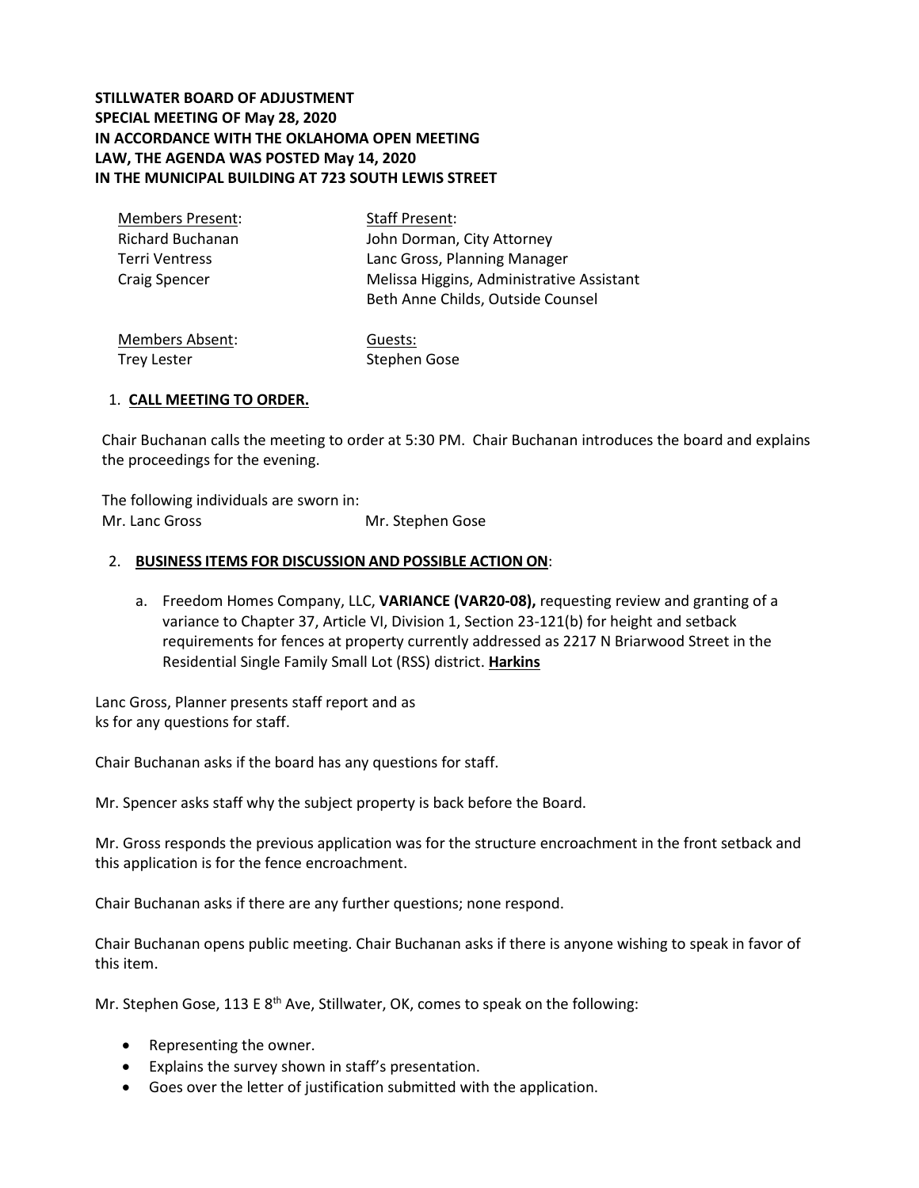**STILLWATER BOARD OF ADJUSTMENT**
**SPECIAL MEETING OF May 28, 2020**
**IN ACCORDANCE WITH THE OKLAHOMA OPEN MEETING LAW, THE AGENDA WAS POSTED May 14, 2020**
**IN THE MUNICIPAL BUILDING AT 723 SOUTH LEWIS STREET**

| Members Present: | Staff Present: |
|---|---|
| Richard Buchanan | John Dorman, City Attorney |
| Terri Ventress | Lanc Gross, Planning Manager |
| Craig Spencer | Melissa Higgins, Administrative Assistant |
| | Beth Anne Childs, Outside Counsel |

| Members Absent: | Guests: |
|---|---|
| Trey Lester | Stephen Gose |

1. **CALL MEETING TO ORDER.**

Chair Buchanan calls the meeting to order at 5:30 PM. Chair Buchanan introduces the board and explains the proceedings for the evening.

The following individuals are sworn in:
Mr. Lanc Gross Mr. Stephen Gose

2. **BUSINESS ITEMS FOR DISCUSSION AND POSSIBLE ACTION ON**:

   a. Freedom Homes Company, LLC, **VARIANCE (VAR20-08),** requesting review and granting of a variance to Chapter 37, Article VI, Division 1, Section 23-121(b) for height and setback requirements for fences at property currently addressed as 2217 N Briarwood Street in the Residential Single Family Small Lot (RSS) district. **Harkins**

Lanc Gross, Planner presents staff report and as
ks for any questions for staff.

Chair Buchanan asks if the board has any questions for staff.

Mr. Spencer asks staff why the subject property is back before the Board.

Mr. Gross responds the previous application was for the structure encroachment in the front setback and this application is for the fence encroachment.

Chair Buchanan asks if there are any further questions; none respond.

Chair Buchanan opens public meeting. Chair Buchanan asks if there is anyone wishing to speak in favor of this item.

Mr. Stephen Gose, 113 E 8th Ave, Stillwater, OK, comes to speak on the following:

- Representing the owner.
- Explains the survey shown in staff's presentation.
- Goes over the letter of justification submitted with the application.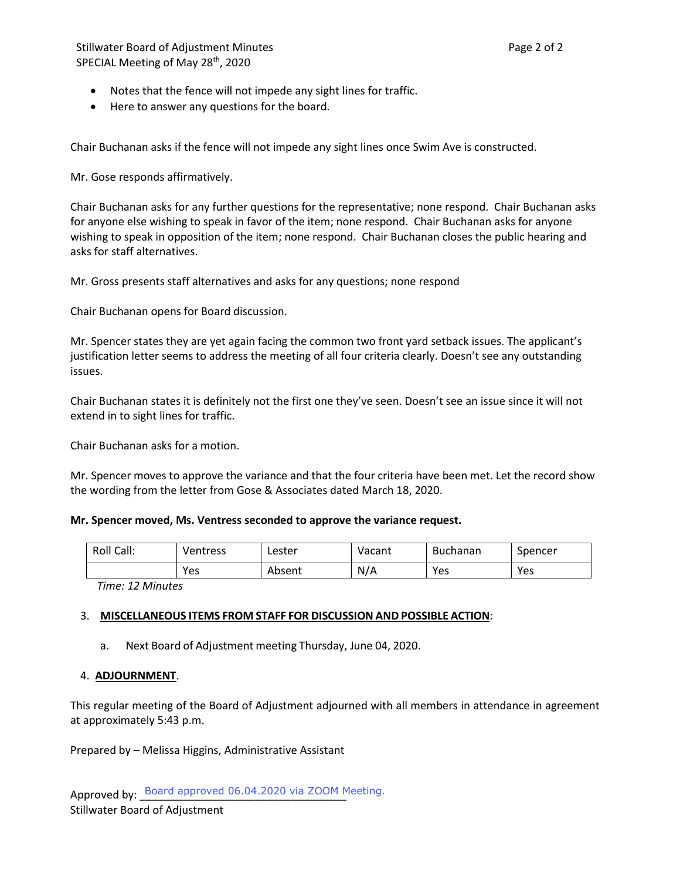- Notes that the fence will not impede any sight lines for traffic.
- Here to answer any questions for the board.

Chair Buchanan asks if the fence will not impede any sight lines once Swim Ave is constructed.

Mr. Gose responds affirmatively.

Chair Buchanan asks for any further questions for the representative; none respond. Chair Buchanan asks for anyone else wishing to speak in favor of the item; none respond. Chair Buchanan asks for anyone wishing to speak in opposition of the item; none respond. Chair Buchanan closes the public hearing and asks for staff alternatives.

Mr. Gross presents staff alternatives and asks for any questions; none respond

Chair Buchanan opens for Board discussion.

Mr. Spencer states they are yet again facing the common two front yard setback issues. The applicant's justification letter seems to address the meeting of all four criteria clearly. Doesn't see any outstanding issues.

Chair Buchanan states it is definitely not the first one they've seen. Doesn't see an issue since it will not extend in to sight lines for traffic.

Chair Buchanan asks for a motion.

Mr. Spencer moves to approve the variance and that the four criteria have been met. Let the record show the wording from the letter from Gose & Associates dated March 18, 2020.

**Mr. Spencer moved, Ms. Ventress seconded to approve the variance request.**

| Roll Call: | Ventress | Lester | Vacant | Buchanan | Spencer |
|---|---|---|---|---|---|
| | Yes | Absent | N/A | Yes | Yes |

*Time: 12 Minutes*

3. **MISCELLANEOUS ITEMS FROM STAFF FOR DISCUSSION AND POSSIBLE ACTION**:

   a. Next Board of Adjustment meeting Thursday, June 04, 2020.

4. **ADJOURNMENT**.

This regular meeting of the Board of Adjustment adjourned with all members in attendance in agreement at approximately 5:43 p.m.

Prepared by – Melissa Higgins, Administrative Assistant

Approved by: Board approved 06.04.2020 via ZOOM Meeting.
Stillwater Board of Adjustment